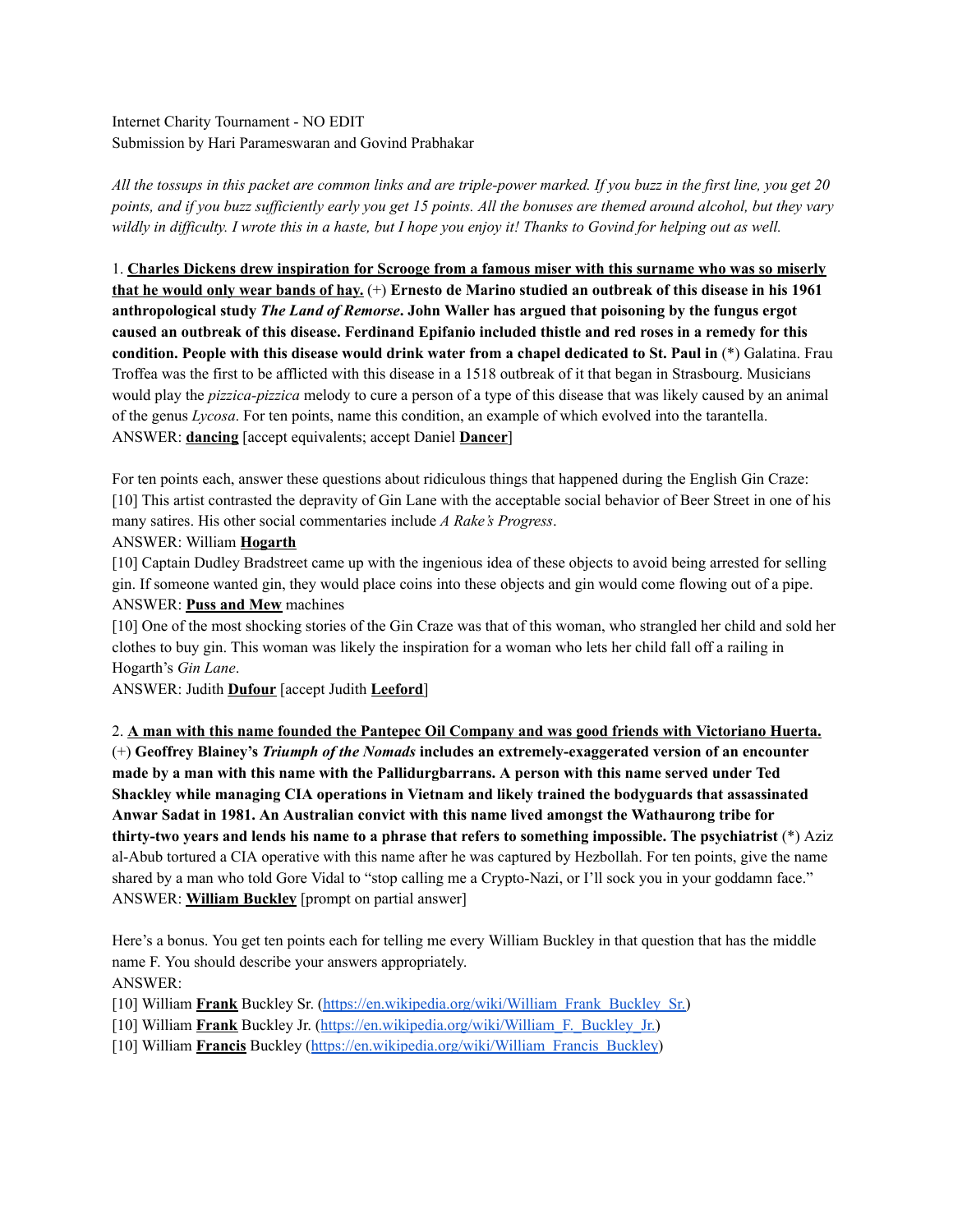Internet Charity Tournament - NO EDIT
Submission by Hari Parameswaran and Govind Prabhakar

*All the tossups in this packet are common links and are triple-power marked. If you buzz in the first line, you get 20 points, and if you buzz sufficiently early you get 15 points. All the bonuses are themed around alcohol, but they vary wildly in difficulty. I wrote this in a haste, but I hope you enjoy it! Thanks to Govind for helping out as well.*

1. **Charles Dickens drew inspiration for Scrooge from a famous miser with this surname who was so miserly that he would only wear bands of hay.** (+) **Ernesto de Marino studied an outbreak of this disease in his 1961 anthropological study *The Land of Remorse*. John Waller has argued that poisoning by the fungus ergot caused an outbreak of this disease. Ferdinand Epifanio included thistle and red roses in a remedy for this condition. People with this disease would drink water from a chapel dedicated to St. Paul in** (*) Galatina. Frau Troffea was the first to be afflicted with this disease in a 1518 outbreak of it that began in Strasbourg. Musicians would play the *pizzica-pizzica* melody to cure a person of a type of this disease that was likely caused by an animal of the genus *Lycosa*. For ten points, name this condition, an example of which evolved into the tarantella.
ANSWER: **dancing** [accept equivalents; accept Daniel **Dancer**]

For ten points each, answer these questions about ridiculous things that happened during the English Gin Craze:
[10] This artist contrasted the depravity of Gin Lane with the acceptable social behavior of Beer Street in one of his many satires. His other social commentaries include *A Rake's Progress*.
ANSWER: William **Hogarth**
[10] Captain Dudley Bradstreet came up with the ingenious idea of these objects to avoid being arrested for selling gin. If someone wanted gin, they would place coins into these objects and gin would come flowing out of a pipe.
ANSWER: **Puss and Mew** machines
[10] One of the most shocking stories of the Gin Craze was that of this woman, who strangled her child and sold her clothes to buy gin. This woman was likely the inspiration for a woman who lets her child fall off a railing in Hogarth's *Gin Lane*.
ANSWER: Judith **Dufour** [accept Judith **Leeford**]

2. **A man with this name founded the Pantepec Oil Company and was good friends with Victoriano Huerta.** (+) **Geoffrey Blainey's *Triumph of the Nomads* includes an extremely-exaggerated version of an encounter made by a man with this name with the Pallidurgbarrans. A person with this name served under Ted Shackley while managing CIA operations in Vietnam and likely trained the bodyguards that assassinated Anwar Sadat in 1981. An Australian convict with this name lived amongst the Wathaurong tribe for thirty-two years and lends his name to a phrase that refers to something impossible. The psychiatrist** (*) Aziz al-Abub tortured a CIA operative with this name after he was captured by Hezbollah. For ten points, give the name shared by a man who told Gore Vidal to "stop calling me a Crypto-Nazi, or I'll sock you in your goddamn face."
ANSWER: **William Buckley** [prompt on partial answer]

Here's a bonus. You get ten points each for telling me every William Buckley in that question that has the middle name F. You should describe your answers appropriately.
ANSWER:
[10] William **Frank** Buckley Sr. (https://en.wikipedia.org/wiki/William_Frank_Buckley_Sr.)
[10] William **Frank** Buckley Jr. (https://en.wikipedia.org/wiki/William_F._Buckley_Jr.)
[10] William **Francis** Buckley (https://en.wikipedia.org/wiki/William_Francis_Buckley)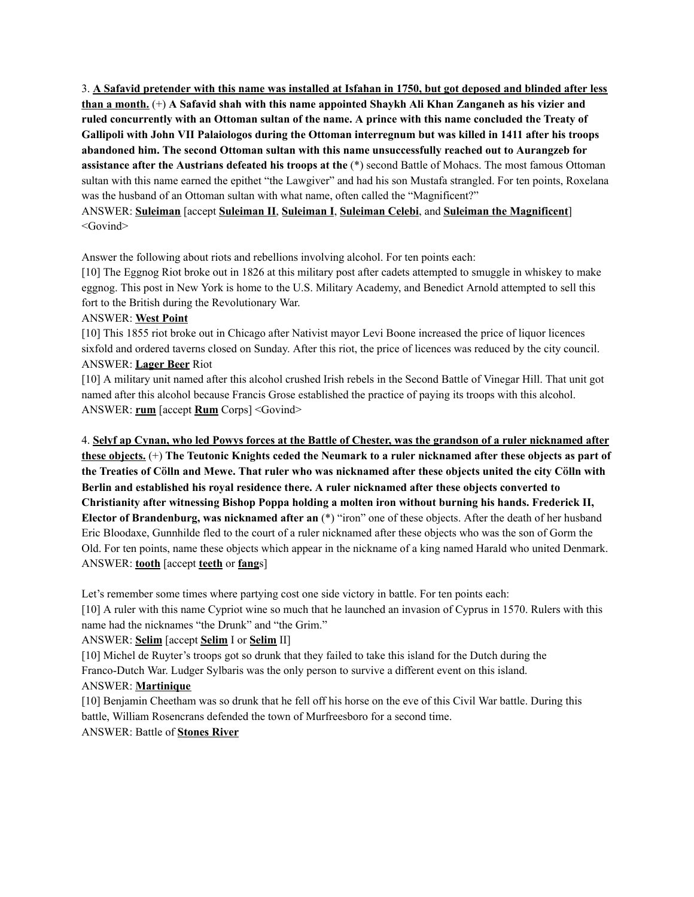3. **<u>A Safavid pretender with this name was installed at Isfahan in 1750, but got deposed and blinded after less than a month.</u>** (+) **A Safavid shah with this name appointed Shaykh Ali Khan Zanganeh as his vizier and ruled concurrently with an Ottoman sultan of the name. A prince with this name concluded the Treaty of Gallipoli with John VII Palaiologos during the Ottoman interregnum but was killed in 1411 after his troops abandoned him. The second Ottoman sultan with this name unsuccessfully reached out to Aurangzeb for assistance after the Austrians defeated his troops at the** (*) second Battle of Mohacs. The most famous Ottoman sultan with this name earned the epithet "the Lawgiver" and had his son Mustafa strangled. For ten points, Roxelana was the husband of an Ottoman sultan with what name, often called the "Magnificent?"

ANSWER: **<u>Suleiman</u>** [accept **<u>Suleiman II</u>**, **<u>Suleiman I</u>**, **<u>Suleiman Celebi</u>**, and **<u>Suleiman the Magnificent</u>**] <Govind>

Answer the following about riots and rebellions involving alcohol. For ten points each:

[10] The Eggnog Riot broke out in 1826 at this military post after cadets attempted to smuggle in whiskey to make eggnog. This post in New York is home to the U.S. Military Academy, and Benedict Arnold attempted to sell this fort to the British during the Revolutionary War.

ANSWER: **<u>West Point</u>**

[10] This 1855 riot broke out in Chicago after Nativist mayor Levi Boone increased the price of liquor licences sixfold and ordered taverns closed on Sunday. After this riot, the price of licences was reduced by the city council.

ANSWER: **<u>Lager Beer</u>** Riot

[10] A military unit named after this alcohol crushed Irish rebels in the Second Battle of Vinegar Hill. That unit got named after this alcohol because Francis Grose established the practice of paying its troops with this alcohol.

ANSWER: **<u>rum</u>** [accept **<u>Rum</u>** Corps] <Govind>

4. **<u>Selyf ap Cynan, who led Powys forces at the Battle of Chester, was the grandson of a ruler nicknamed after these objects.</u>** (+) **The Teutonic Knights ceded the Neumark to a ruler nicknamed after these objects as part of the Treaties of Cölln and Mewe. That ruler who was nicknamed after these objects united the city Cölln with Berlin and established his royal residence there. A ruler nicknamed after these objects converted to Christianity after witnessing Bishop Poppa holding a molten iron without burning his hands. Frederick II, Elector of Brandenburg, was nicknamed after an** (*) "iron" one of these objects. After the death of her husband Eric Bloodaxe, Gunnhilde fled to the court of a ruler nicknamed after these objects who was the son of Gorm the Old. For ten points, name these objects which appear in the nickname of a king named Harald who united Denmark.

ANSWER: **<u>tooth</u>** [accept **<u>teeth</u>** or **<u>fang</u>**s]

Let's remember some times where partying cost one side victory in battle. For ten points each:

[10] A ruler with this name Cypriot wine so much that he launched an invasion of Cyprus in 1570. Rulers with this name had the nicknames "the Drunk" and "the Grim."

ANSWER: **<u>Selim</u>** [accept **<u>Selim</u>** I or **<u>Selim</u>** II]

[10] Michel de Ruyter's troops got so drunk that they failed to take this island for the Dutch during the Franco-Dutch War. Ludger Sylbaris was the only person to survive a different event on this island.

ANSWER: **<u>Martinique</u>**

[10] Benjamin Cheetham was so drunk that he fell off his horse on the eve of this Civil War battle. During this battle, William Rosencrans defended the town of Murfreesboro for a second time.

ANSWER: Battle of **<u>Stones River</u>**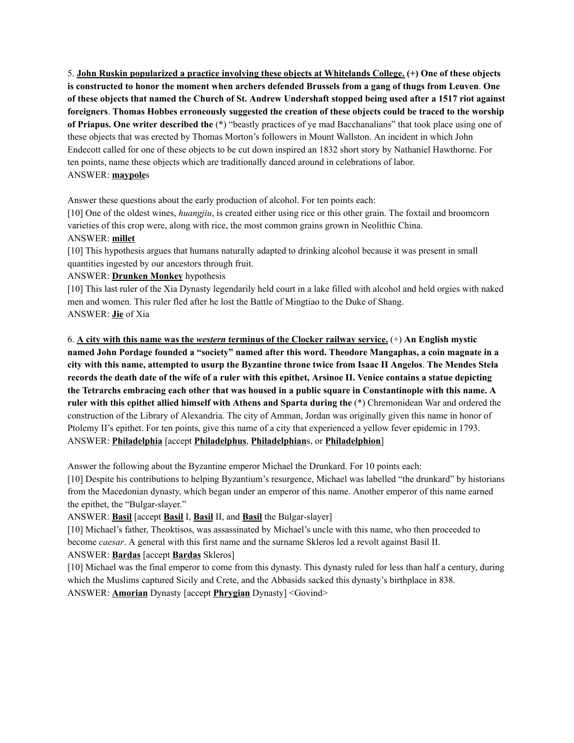5. **<u>John Ruskin popularized a practice involving these objects at Whitelands College.</u> (+) One of these objects is constructed to honor the moment when archers defended Brussels from a gang of thugs from Leuven**. **One of these objects that named the Church of St. Andrew Undershaft stopped being used after a 1517 riot against foreigners**. **Thomas Hobbes erroneously suggested the creation of these objects could be traced to the worship of Priapus. One writer described the** (*) "beastly practices of ye mad Bacchanalians" that took place using one of these objects that was erected by Thomas Morton's followers in Mount Wallston. An incident in which John Endecott called for one of these objects to be cut down inspired an 1832 short story by Nathaniel Hawthorne. For ten points, name these objects which are traditionally danced around in celebrations of labor.
ANSWER: **<u>maypole</u>**s

Answer these questions about the early production of alcohol. For ten points each:
[10] One of the oldest wines, *huangjiu*, is created either using rice or this other grain. The foxtail and broomcorn varieties of this crop were, along with rice, the most common grains grown in Neolithic China.
ANSWER: **<u>millet</u>**
[10] This hypothesis argues that humans naturally adapted to drinking alcohol because it was present in small quantities ingested by our ancestors through fruit.
ANSWER: **<u>Drunken Monkey</u>** hypothesis
[10] This last ruler of the Xia Dynasty legendarily held court in a lake filled with alcohol and held orgies with naked men and women. This ruler fled after he lost the Battle of Mingtiao to the Duke of Shang.
ANSWER: **<u>Jie</u>** of Xia

6. **<u>A city with this name was the *western* terminus of the Clocker railway service.</u>** (+) **An English mystic named John Pordage founded a "society" named after this word. Theodore Mangaphas, a coin magnate in a city with this name, attempted to usurp the Byzantine throne twice from Isaac II Angelos**. **The Mendes Stela records the death date of the wife of a ruler with this epithet, Arsinoe II. Venice contains a statue depicting the Tetrarchs embracing each other that was housed in a public square in Constantinople with this name. A ruler with this epithet allied himself with Athens and Sparta during the** (*) Chremonidean War and ordered the construction of the Library of Alexandria. The city of Amman, Jordan was originally given this name in honor of Ptolemy II's epithet. For ten points, give this name of a city that experienced a yellow fever epidemic in 1793.
ANSWER: **<u>Philadelphia</u>** [accept **<u>Philadelphus</u>**, **<u>Philadelphian</u>**s, or **<u>Philadelphion</u>**]

Answer the following about the Byzantine emperor Michael the Drunkard. For 10 points each:
[10] Despite his contributions to helping Byzantium's resurgence, Michael was labelled "the drunkard" by historians from the Macedonian dynasty, which began under an emperor of this name. Another emperor of this name earned the epithet, the "Bulgar-slayer."
ANSWER: **<u>Basil</u>** [accept **<u>Basil</u>** I, **<u>Basil</u>** II, and **<u>Basil</u>** the Bulgar-slayer]
[10] Michael's father, Theoktisos, was assassinated by Michael's uncle with this name, who then proceeded to become *caesar*. A general with this first name and the surname Skleros led a revolt against Basil II.
ANSWER: **<u>Bardas</u>** [accept **<u>Bardas</u>** Skleros]
[10] Michael was the final emperor to come from this dynasty. This dynasty ruled for less than half a century, during which the Muslims captured Sicily and Crete, and the Abbasids sacked this dynasty's birthplace in 838.
ANSWER: **<u>Amorian</u>** Dynasty [accept **<u>Phrygian</u>** Dynasty] <Govind>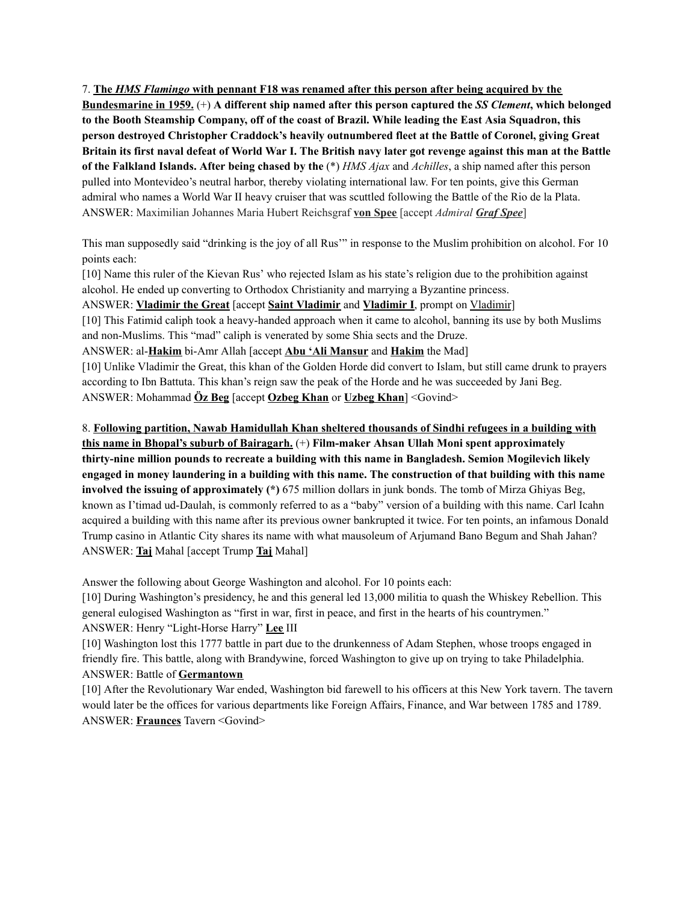7. **<u>The *HMS Flamingo* with pennant F18 was renamed after this person after being acquired by the Bundesmarine in 1959.</u>** (+) **A different ship named after this person captured the *SS Clement*, which belonged to the Booth Steamship Company, off of the coast of Brazil. While leading the East Asia Squadron, this person destroyed Christopher Craddock's heavily outnumbered fleet at the Battle of Coronel, giving Great Britain its first naval defeat of World War I. The British navy later got revenge against this man at the Battle of the Falkland Islands. After being chased by the** (\*) *HMS Ajax* and *Achilles*, a ship named after this person pulled into Montevideo's neutral harbor, thereby violating international law. For ten points, give this German admiral who names a World War II heavy cruiser that was scuttled following the Battle of the Rio de la Plata.
ANSWER: Maximilian Johannes Maria Hubert Reichsgraf **<u>von Spee</u>** [accept *Admiral* ***<u>Graf Spee</u>***]

This man supposedly said "drinking is the joy of all Rus'" in response to the Muslim prohibition on alcohol. For 10 points each:

[10] Name this ruler of the Kievan Rus' who rejected Islam as his state's religion due to the prohibition against alcohol. He ended up converting to Orthodox Christianity and marrying a Byzantine princess.
ANSWER: **<u>Vladimir the Great</u>** [accept **<u>Saint Vladimir</u>** and **<u>Vladimir I</u>**, prompt on <u>Vladimir</u>]

[10] This Fatimid caliph took a heavy-handed approach when it came to alcohol, banning its use by both Muslims and non-Muslims. This "mad" caliph is venerated by some Shia sects and the Druze.
ANSWER: al-**<u>Hakim</u>** bi-Amr Allah [accept **<u>Abu 'Ali Mansur</u>** and **<u>Hakim</u>** the Mad]

[10] Unlike Vladimir the Great, this khan of the Golden Horde did convert to Islam, but still came drunk to prayers according to Ibn Battuta. This khan's reign saw the peak of the Horde and he was succeeded by Jani Beg.
ANSWER: Mohammad **<u>Öz Beg</u>** [accept **<u>Ozbeg Khan</u>** or **<u>Uzbeg Khan</u>**] <Govind>

8. **<u>Following partition, Nawab Hamidullah Khan sheltered thousands of Sindhi refugees in a building with this name in Bhopal's suburb of Bairagarh.</u>** (+) **Film-maker Ahsan Ullah Moni spent approximately thirty-nine million pounds to recreate a building with this name in Bangladesh. Semion Mogilevich likely engaged in money laundering in a building with this name. The construction of that building with this name involved the issuing of approximately (\*)** 675 million dollars in junk bonds. The tomb of Mirza Ghiyas Beg, known as I'timad ud-Daulah, is commonly referred to as a "baby" version of a building with this name. Carl Icahn acquired a building with this name after its previous owner bankrupted it twice. For ten points, an infamous Donald Trump casino in Atlantic City shares its name with what mausoleum of Arjumand Bano Begum and Shah Jahan?
ANSWER: **<u>Taj</u>** Mahal [accept Trump **<u>Taj</u>** Mahal]

Answer the following about George Washington and alcohol. For 10 points each:

[10] During Washington's presidency, he and this general led 13,000 militia to quash the Whiskey Rebellion. This general eulogised Washington as "first in war, first in peace, and first in the hearts of his countrymen."
ANSWER: Henry "Light-Horse Harry" **<u>Lee</u>** III

[10] Washington lost this 1777 battle in part due to the drunkenness of Adam Stephen, whose troops engaged in friendly fire. This battle, along with Brandywine, forced Washington to give up on trying to take Philadelphia.
ANSWER: Battle of **<u>Germantown</u>**

[10] After the Revolutionary War ended, Washington bid farewell to his officers at this New York tavern. The tavern would later be the offices for various departments like Foreign Affairs, Finance, and War between 1785 and 1789.
ANSWER: **<u>Fraunces</u>** Tavern <Govind>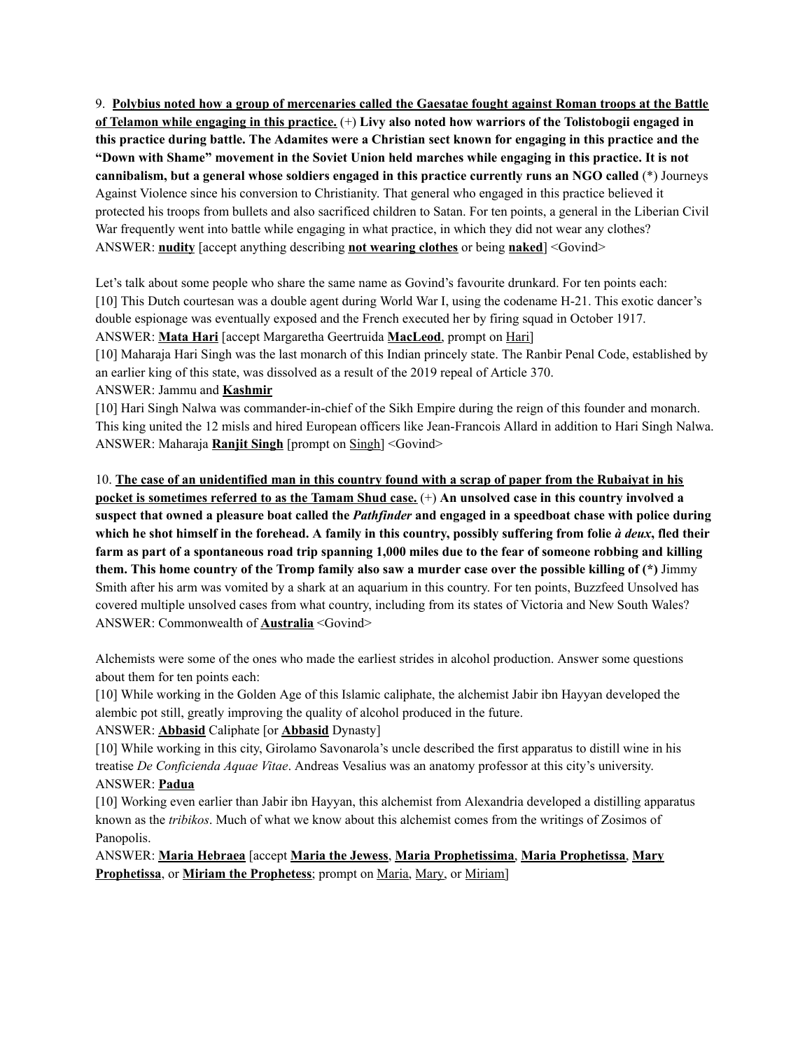9. **<u>Polybius noted how a group of mercenaries called the Gaesatae fought against Roman troops at the Battle of Telamon while engaging in this practice.</u>** (+) **Livy also noted how warriors of the Tolistobogii engaged in this practice during battle. The Adamites were a Christian sect known for engaging in this practice and the "Down with Shame" movement in the Soviet Union held marches while engaging in this practice. It is not cannibalism, but a general whose soldiers engaged in this practice currently runs an NGO called** (*) Journeys Against Violence since his conversion to Christianity. That general who engaged in this practice believed it protected his troops from bullets and also sacrificed children to Satan. For ten points, a general in the Liberian Civil War frequently went into battle while engaging in what practice, in which they did not wear any clothes?
ANSWER: **<u>nudity</u>** [accept anything describing **<u>not wearing clothes</u>** or being **<u>naked</u>**] <Govind>

Let's talk about some people who share the same name as Govind's favourite drunkard. For ten points each:
[10] This Dutch courtesan was a double agent during World War I, using the codename H-21. This exotic dancer's double espionage was eventually exposed and the French executed her by firing squad in October 1917.
ANSWER: **<u>Mata Hari</u>** [accept Margaretha Geertruida **<u>MacLeod</u>**, prompt on <u>Hari</u>]
[10] Maharaja Hari Singh was the last monarch of this Indian princely state. The Ranbir Penal Code, established by an earlier king of this state, was dissolved as a result of the 2019 repeal of Article 370.
ANSWER: Jammu and **<u>Kashmir</u>**
[10] Hari Singh Nalwa was commander-in-chief of the Sikh Empire during the reign of this founder and monarch. This king united the 12 misls and hired European officers like Jean-Francois Allard in addition to Hari Singh Nalwa.
ANSWER: Maharaja **<u>Ranjit Singh</u>** [prompt on <u>Singh</u>] <Govind>

10. **<u>The case of an unidentified man in this country found with a scrap of paper from the Rubaiyat in his pocket is sometimes referred to as the Tamam Shud case.</u>** (+) **An unsolved case in this country involved a suspect that owned a pleasure boat called the *Pathfinder* and engaged in a speedboat chase with police during which he shot himself in the forehead. A family in this country, possibly suffering from folie *à deux*, fled their farm as part of a spontaneous road trip spanning 1,000 miles due to the fear of someone robbing and killing them. This home country of the Tromp family also saw a murder case over the possible killing of (*)** Jimmy Smith after his arm was vomited by a shark at an aquarium in this country. For ten points, Buzzfeed Unsolved has covered multiple unsolved cases from what country, including from its states of Victoria and New South Wales?
ANSWER: Commonwealth of **<u>Australia</u>** <Govind>

Alchemists were some of the ones who made the earliest strides in alcohol production. Answer some questions about them for ten points each:
[10] While working in the Golden Age of this Islamic caliphate, the alchemist Jabir ibn Hayyan developed the alembic pot still, greatly improving the quality of alcohol produced in the future.
ANSWER: **<u>Abbasid</u>** Caliphate [or **<u>Abbasid</u>** Dynasty]
[10] While working in this city, Girolamo Savonarola's uncle described the first apparatus to distill wine in his treatise *De Conficienda Aquae Vitae*. Andreas Vesalius was an anatomy professor at this city's university.
ANSWER: **<u>Padua</u>**
[10] Working even earlier than Jabir ibn Hayyan, this alchemist from Alexandria developed a distilling apparatus known as the *tribikos*. Much of what we know about this alchemist comes from the writings of Zosimos of Panopolis.
ANSWER: **<u>Maria Hebraea</u>** [accept **<u>Maria the Jewess</u>**, **<u>Maria Prophetissima</u>**, **<u>Maria Prophetissa</u>**, **<u>Mary Prophetissa</u>**, or **<u>Miriam the Prophetess</u>**; prompt on <u>Maria</u>, <u>Mary</u>, or <u>Miriam</u>]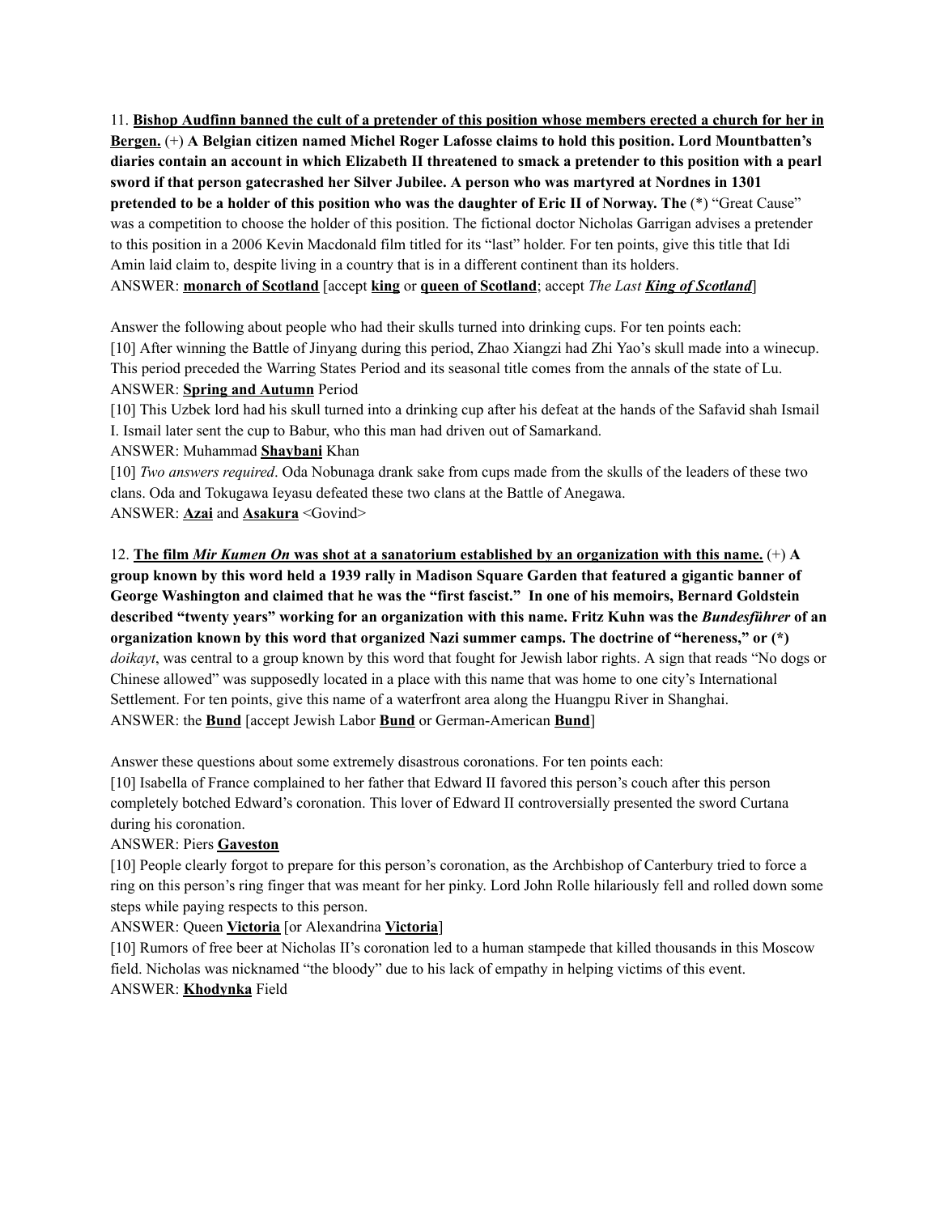11. **<u>Bishop Audfinn banned the cult of a pretender of this position whose members erected a church for her in Bergen.</u>** (+) **A Belgian citizen named Michel Roger Lafosse claims to hold this position. Lord Mountbatten's diaries contain an account in which Elizabeth II threatened to smack a pretender to this position with a pearl sword if that person gatecrashed her Silver Jubilee. A person who was martyred at Nordnes in 1301 pretended to be a holder of this position who was the daughter of Eric II of Norway. The** (*) "Great Cause" was a competition to choose the holder of this position. The fictional doctor Nicholas Garrigan advises a pretender to this position in a 2006 Kevin Macdonald film titled for its "last" holder. For ten points, give this title that Idi Amin laid claim to, despite living in a country that is in a different continent than its holders.
ANSWER: **<u>monarch of Scotland</u>** [accept **<u>king</u>** or **<u>queen of Scotland</u>**; accept *The Last* ***<u>King of Scotland</u>***]

Answer the following about people who had their skulls turned into drinking cups. For ten points each:
[10] After winning the Battle of Jinyang during this period, Zhao Xiangzi had Zhi Yao's skull made into a winecup. This period preceded the Warring States Period and its seasonal title comes from the annals of the state of Lu.
ANSWER: **<u>Spring and Autumn</u>** Period
[10] This Uzbek lord had his skull turned into a drinking cup after his defeat at the hands of the Safavid shah Ismail I. Ismail later sent the cup to Babur, who this man had driven out of Samarkand.
ANSWER: Muhammad **<u>Shaybani</u>** Khan
[10] *Two answers required*. Oda Nobunaga drank sake from cups made from the skulls of the leaders of these two clans. Oda and Tokugawa Ieyasu defeated these two clans at the Battle of Anegawa.
ANSWER: **<u>Azai</u>** and **<u>Asakura</u>** <Govind>

12. **<u>The film *Mir Kumen On* was shot at a sanatorium established by an organization with this name.</u>** (+) **A group known by this word held a 1939 rally in Madison Square Garden that featured a gigantic banner of George Washington and claimed that he was the "first fascist." In one of his memoirs, Bernard Goldstein described "twenty years" working for an organization with this name. Fritz Kuhn was the *Bundesführer* of an organization known by this word that organized Nazi summer camps. The doctrine of "hereness," or** (*) *doikayt*, was central to a group known by this word that fought for Jewish labor rights. A sign that reads "No dogs or Chinese allowed" was supposedly located in a place with this name that was home to one city's International Settlement. For ten points, give this name of a waterfront area along the Huangpu River in Shanghai.
ANSWER: the **<u>Bund</u>** [accept Jewish Labor **<u>Bund</u>** or German-American **<u>Bund</u>**]

Answer these questions about some extremely disastrous coronations. For ten points each:
[10] Isabella of France complained to her father that Edward II favored this person's couch after this person completely botched Edward's coronation. This lover of Edward II controversially presented the sword Curtana during his coronation.
ANSWER: Piers **<u>Gaveston</u>**
[10] People clearly forgot to prepare for this person's coronation, as the Archbishop of Canterbury tried to force a ring on this person's ring finger that was meant for her pinky. Lord John Rolle hilariously fell and rolled down some steps while paying respects to this person.
ANSWER: Queen **<u>Victoria</u>** [or Alexandrina **<u>Victoria</u>**]
[10] Rumors of free beer at Nicholas II's coronation led to a human stampede that killed thousands in this Moscow field. Nicholas was nicknamed "the bloody" due to his lack of empathy in helping victims of this event.
ANSWER: **<u>Khodynka</u>** Field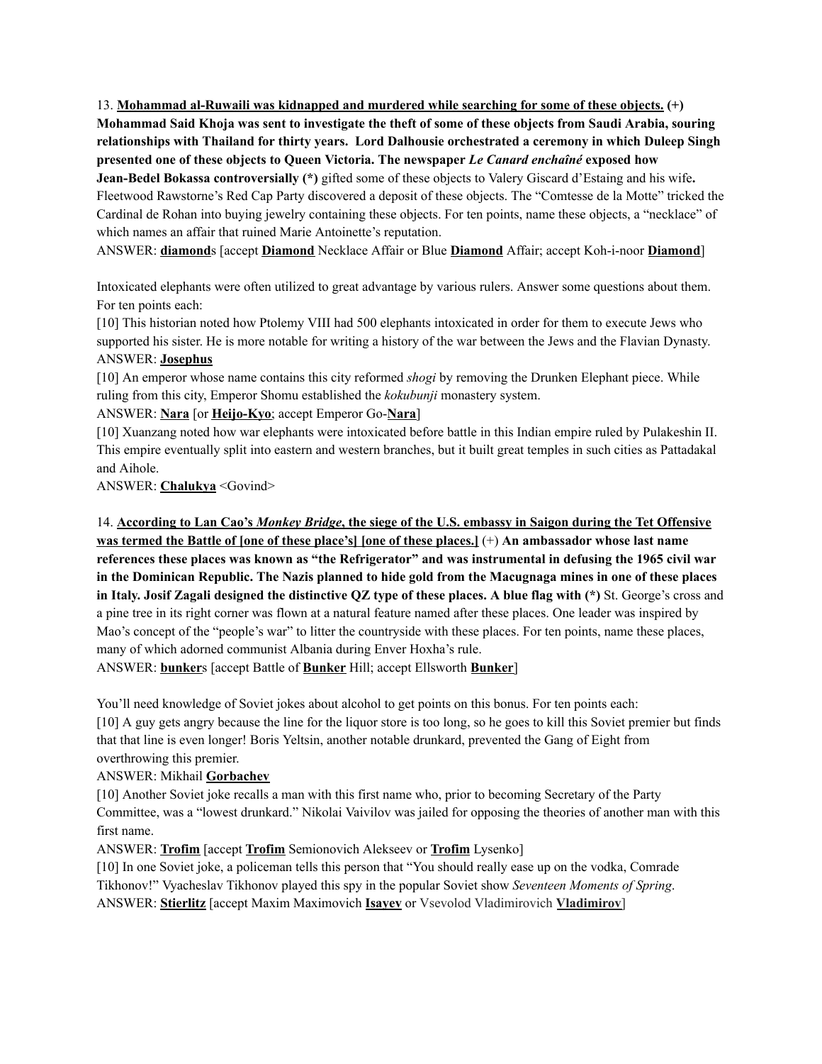13. **<u>Mohammad al-Ruwaili was kidnapped and murdered while searching for some of these objects.</u> (+) Mohammad Said Khoja was sent to investigate the theft of some of these objects from Saudi Arabia, souring relationships with Thailand for thirty years. Lord Dalhousie orchestrated a ceremony in which Duleep Singh presented one of these objects to Queen Victoria. The newspaper *Le Canard enchaîné* exposed how Jean-Bedel Bokassa controversially (*)** gifted some of these objects to Valery Giscard d'Estaing and his wife**.** Fleetwood Rawstorne's Red Cap Party discovered a deposit of these objects. The "Comtesse de la Motte" tricked the Cardinal de Rohan into buying jewelry containing these objects. For ten points, name these objects, a "necklace" of which names an affair that ruined Marie Antoinette's reputation.

ANSWER: **<u>diamond</u>**s [accept **<u>Diamond</u>** Necklace Affair or Blue **<u>Diamond</u>** Affair; accept Koh-i-noor **<u>Diamond</u>**]

Intoxicated elephants were often utilized to great advantage by various rulers. Answer some questions about them. For ten points each:

[10] This historian noted how Ptolemy VIII had 500 elephants intoxicated in order for them to execute Jews who supported his sister. He is more notable for writing a history of the war between the Jews and the Flavian Dynasty.

ANSWER: **<u>Josephus</u>**

[10] An emperor whose name contains this city reformed *shogi* by removing the Drunken Elephant piece. While ruling from this city, Emperor Shomu established the *kokubunji* monastery system.

ANSWER: **<u>Nara</u>** [or **<u>Heijo-Kyo</u>**; accept Emperor Go-**<u>Nara</u>**]

[10] Xuanzang noted how war elephants were intoxicated before battle in this Indian empire ruled by Pulakeshin II. This empire eventually split into eastern and western branches, but it built great temples in such cities as Pattadakal and Aihole.

ANSWER: **<u>Chalukya</u>** <Govind>

14. **<u>According to Lan Cao's *Monkey Bridge*, the siege of the U.S. embassy in Saigon during the Tet Offensive was termed the Battle of [one of these place's] [one of these places.]</u>** (+) **An ambassador whose last name references these places was known as "the Refrigerator" and was instrumental in defusing the 1965 civil war in the Dominican Republic. The Nazis planned to hide gold from the Macugnaga mines in one of these places in Italy. Josif Zagali designed the distinctive QZ type of these places. A blue flag with (*)** St. George's cross and a pine tree in its right corner was flown at a natural feature named after these places. One leader was inspired by Mao's concept of the "people's war" to litter the countryside with these places. For ten points, name these places, many of which adorned communist Albania during Enver Hoxha's rule.

ANSWER: **<u>bunker</u>**s [accept Battle of **<u>Bunker</u>** Hill; accept Ellsworth **<u>Bunker</u>**]

You'll need knowledge of Soviet jokes about alcohol to get points on this bonus. For ten points each:

[10] A guy gets angry because the line for the liquor store is too long, so he goes to kill this Soviet premier but finds that that line is even longer! Boris Yeltsin, another notable drunkard, prevented the Gang of Eight from overthrowing this premier.

ANSWER: Mikhail **<u>Gorbachev</u>**

[10] Another Soviet joke recalls a man with this first name who, prior to becoming Secretary of the Party Committee, was a "lowest drunkard." Nikolai Vaivilov was jailed for opposing the theories of another man with this first name.

ANSWER: **<u>Trofim</u>** [accept **<u>Trofim</u>** Semionovich Alekseev or **<u>Trofim</u>** Lysenko]

[10] In one Soviet joke, a policeman tells this person that "You should really ease up on the vodka, Comrade Tikhonov!" Vyacheslav Tikhonov played this spy in the popular Soviet show *Seventeen Moments of Spring*.

ANSWER: **<u>Stierlitz</u>** [accept Maxim Maximovich **<u>Isayev</u>** or Vsevolod Vladimirovich **<u>Vladimirov</u>**]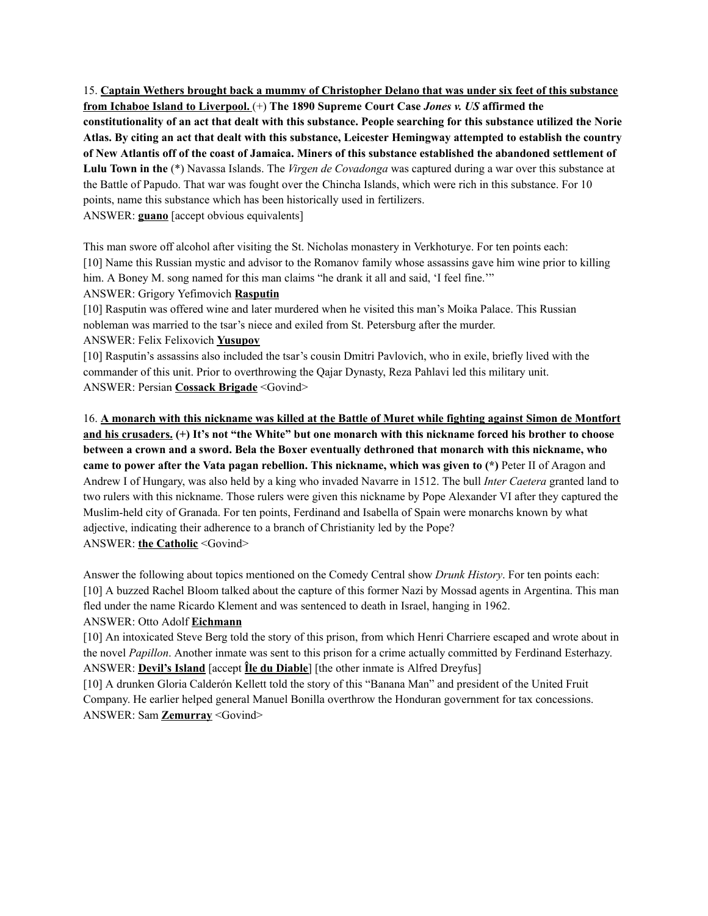15. **<u>Captain Wethers brought back a mummy of Christopher Delano that was under six feet of this substance from Ichaboe Island to Liverpool.</u>** (+) **The 1890 Supreme Court Case *Jones v. US* affirmed the constitutionality of an act that dealt with this substance. People searching for this substance utilized the Norie Atlas. By citing an act that dealt with this substance, Leicester Hemingway attempted to establish the country of New Atlantis off of the coast of Jamaica. Miners of this substance established the abandoned settlement of Lulu Town in the** (*) Navassa Islands. The *Virgen de Covadonga* was captured during a war over this substance at the Battle of Papudo. That war was fought over the Chincha Islands, which were rich in this substance. For 10 points, name this substance which has been historically used in fertilizers.
ANSWER: **<u>guano</u>** [accept obvious equivalents]

This man swore off alcohol after visiting the St. Nicholas monastery in Verkhoturye. For ten points each:
[10] Name this Russian mystic and advisor to the Romanov family whose assassins gave him wine prior to killing him. A Boney M. song named for this man claims "he drank it all and said, 'I feel fine.'"
ANSWER: Grigory Yefimovich **<u>Rasputin</u>**
[10] Rasputin was offered wine and later murdered when he visited this man's Moika Palace. This Russian nobleman was married to the tsar's niece and exiled from St. Petersburg after the murder.
ANSWER: Felix Felixovich **<u>Yusupov</u>**
[10] Rasputin's assassins also included the tsar's cousin Dmitri Pavlovich, who in exile, briefly lived with the commander of this unit. Prior to overthrowing the Qajar Dynasty, Reza Pahlavi led this military unit.
ANSWER: Persian **<u>Cossack Brigade</u>** <Govind>

16. **<u>A monarch with this nickname was killed at the Battle of Muret while fighting against Simon de Montfort and his crusaders.</u> (+) It's not "the White" but one monarch with this nickname forced his brother to choose between a crown and a sword. Bela the Boxer eventually dethroned that monarch with this nickname, who came to power after the Vata pagan rebellion. This nickname, which was given to (*)** Peter II of Aragon and Andrew I of Hungary, was also held by a king who invaded Navarre in 1512. The bull *Inter Caetera* granted land to two rulers with this nickname. Those rulers were given this nickname by Pope Alexander VI after they captured the Muslim-held city of Granada. For ten points, Ferdinand and Isabella of Spain were monarchs known by what adjective, indicating their adherence to a branch of Christianity led by the Pope?
ANSWER: **<u>the Catholic</u>** <Govind>

Answer the following about topics mentioned on the Comedy Central show *Drunk History*. For ten points each:
[10] A buzzed Rachel Bloom talked about the capture of this former Nazi by Mossad agents in Argentina. This man fled under the name Ricardo Klement and was sentenced to death in Israel, hanging in 1962.
ANSWER: Otto Adolf **<u>Eichmann</u>**
[10] An intoxicated Steve Berg told the story of this prison, from which Henri Charriere escaped and wrote about in the novel *Papillon*. Another inmate was sent to this prison for a crime actually committed by Ferdinand Esterhazy.
ANSWER: **<u>Devil's Island</u>** [accept **<u>Île du Diable</u>**] [the other inmate is Alfred Dreyfus]
[10] A drunken Gloria Calderón Kellett told the story of this "Banana Man" and president of the United Fruit Company. He earlier helped general Manuel Bonilla overthrow the Honduran government for tax concessions.
ANSWER: Sam **<u>Zemurray</u>** <Govind>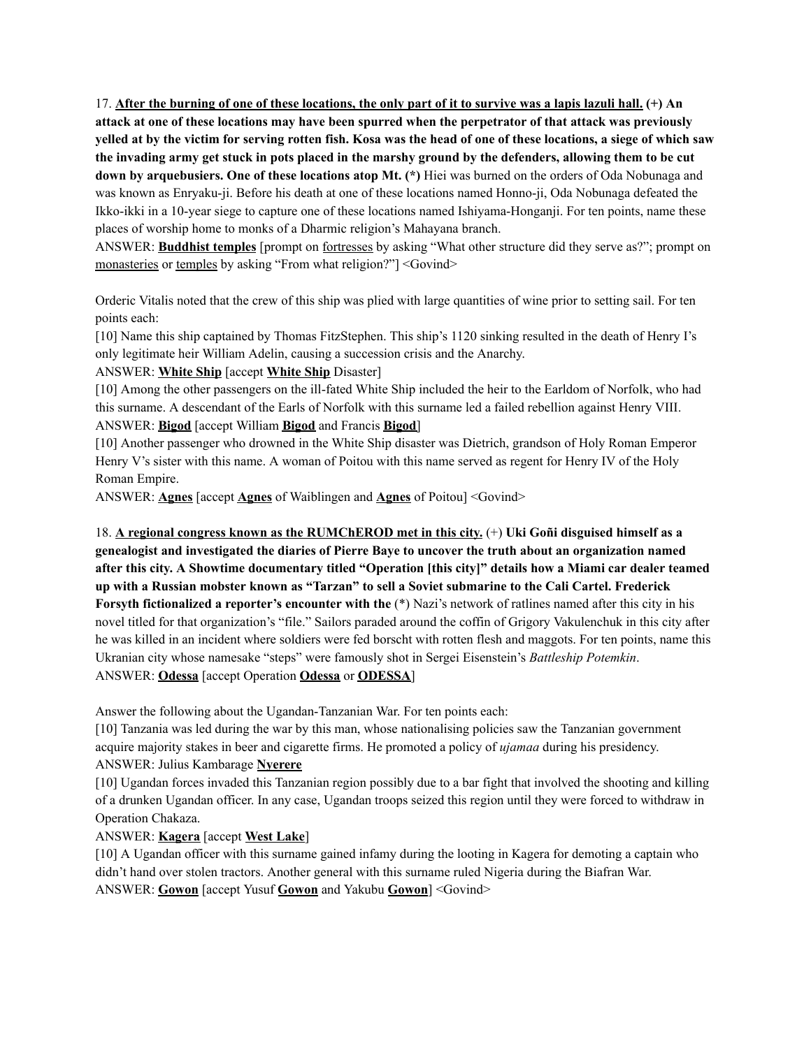17. **<u>After the burning of one of these locations, the only part of it to survive was a lapis lazuli hall.</u> (+) An attack at one of these locations may have been spurred when the perpetrator of that attack was previously yelled at by the victim for serving rotten fish. Kosa was the head of one of these locations, a siege of which saw the invading army get stuck in pots placed in the marshy ground by the defenders, allowing them to be cut down by arquebusiers. One of these locations atop Mt. (*)** Hiei was burned on the orders of Oda Nobunaga and was known as Enryaku-ji. Before his death at one of these locations named Honno-ji, Oda Nobunaga defeated the Ikko-ikki in a 10-year siege to capture one of these locations named Ishiyama-Honganji. For ten points, name these places of worship home to monks of a Dharmic religion's Mahayana branch.

ANSWER: **<u>Buddhist temples</u>** [prompt on <u>fortresses</u> by asking "What other structure did they serve as?"; prompt on <u>monasteries</u> or <u>temples</u> by asking "From what religion?"] <Govind>

Orderic Vitalis noted that the crew of this ship was plied with large quantities of wine prior to setting sail. For ten points each:

[10] Name this ship captained by Thomas FitzStephen. This ship's 1120 sinking resulted in the death of Henry I's only legitimate heir William Adelin, causing a succession crisis and the Anarchy.

ANSWER: **<u>White Ship</u>** [accept **<u>White Ship</u>** Disaster]

[10] Among the other passengers on the ill-fated White Ship included the heir to the Earldom of Norfolk, who had this surname. A descendant of the Earls of Norfolk with this surname led a failed rebellion against Henry VIII.

ANSWER: **<u>Bigod</u>** [accept William **<u>Bigod</u>** and Francis **<u>Bigod</u>**]

[10] Another passenger who drowned in the White Ship disaster was Dietrich, grandson of Holy Roman Emperor Henry V's sister with this name. A woman of Poitou with this name served as regent for Henry IV of the Holy Roman Empire.

ANSWER: **<u>Agnes</u>** [accept **<u>Agnes</u>** of Waiblingen and **<u>Agnes</u>** of Poitou] <Govind>

18. **<u>A regional congress known as the RUMChEROD met in this city.</u>** (+) **Uki Goñi disguised himself as a genealogist and investigated the diaries of Pierre Baye to uncover the truth about an organization named after this city. A Showtime documentary titled "Operation [this city]" details how a Miami car dealer teamed up with a Russian mobster known as "Tarzan" to sell a Soviet submarine to the Cali Cartel. Frederick Forsyth fictionalized a reporter's encounter with the** (*) Nazi's network of ratlines named after this city in his novel titled for that organization's "file." Sailors paraded around the coffin of Grigory Vakulenchuk in this city after he was killed in an incident where soldiers were fed borscht with rotten flesh and maggots. For ten points, name this Ukranian city whose namesake "steps" were famously shot in Sergei Eisenstein's *Battleship Potemkin*.

ANSWER: **<u>Odessa</u>** [accept Operation **<u>Odessa</u>** or **<u>ODESSA</u>**]

Answer the following about the Ugandan-Tanzanian War. For ten points each:

[10] Tanzania was led during the war by this man, whose nationalising policies saw the Tanzanian government acquire majority stakes in beer and cigarette firms. He promoted a policy of *ujamaa* during his presidency.

ANSWER: Julius Kambarage **<u>Nyerere</u>**

[10] Ugandan forces invaded this Tanzanian region possibly due to a bar fight that involved the shooting and killing of a drunken Ugandan officer. In any case, Ugandan troops seized this region until they were forced to withdraw in Operation Chakaza.

ANSWER: **<u>Kagera</u>** [accept **<u>West Lake</u>**]

[10] A Ugandan officer with this surname gained infamy during the looting in Kagera for demoting a captain who didn't hand over stolen tractors. Another general with this surname ruled Nigeria during the Biafran War.

ANSWER: **<u>Gowon</u>** [accept Yusuf **<u>Gowon</u>** and Yakubu **<u>Gowon</u>**] <Govind>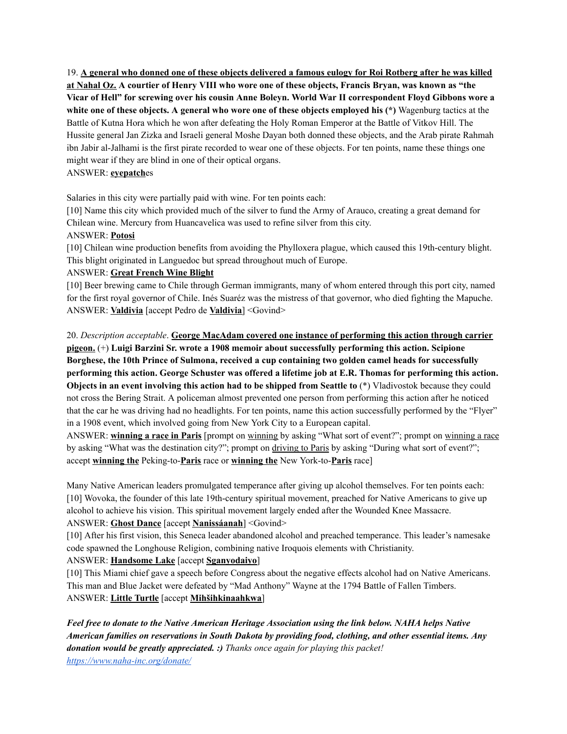19. **<u>A general who donned one of these objects delivered a famous eulogy for Roi Rotberg after he was killed at Nahal Oz.</u> A courtier of Henry VIII who wore one of these objects, Francis Bryan, was known as "the Vicar of Hell" for screwing over his cousin Anne Boleyn. World War II correspondent Floyd Gibbons wore a white one of these objects. A general who wore one of these objects employed his (*)** Wagenburg tactics at the Battle of Kutna Hora which he won after defeating the Holy Roman Emperor at the Battle of Vitkov Hill. The Hussite general Jan Zizka and Israeli general Moshe Dayan both donned these objects, and the Arab pirate Rahmah ibn Jabir al-Jalhami is the first pirate recorded to wear one of these objects. For ten points, name these things one might wear if they are blind in one of their optical organs.

ANSWER: **<u>eyepatch</u>**es

Salaries in this city were partially paid with wine. For ten points each:

[10] Name this city which provided much of the silver to fund the Army of Arauco, creating a great demand for Chilean wine. Mercury from Huancavelica was used to refine silver from this city.

ANSWER: **<u>Potosi</u>**

[10] Chilean wine production benefits from avoiding the Phylloxera plague, which caused this 19th-century blight. This blight originated in Languedoc but spread throughout much of Europe.

ANSWER: **<u>Great French Wine Blight</u>**

[10] Beer brewing came to Chile through German immigrants, many of whom entered through this port city, named for the first royal governor of Chile. Inés Suaréz was the mistress of that governor, who died fighting the Mapuche.

ANSWER: **<u>Valdivia</u>** [accept Pedro de **<u>Valdivia</u>**] <Govind>

20. *Description acceptable*. **<u>George MacAdam covered one instance of performing this action through carrier pigeon.</u>** (+) **Luigi Barzini Sr. wrote a 1908 memoir about successfully performing this action. Scipione Borghese, the 10th Prince of Sulmona, received a cup containing two golden camel heads for successfully performing this action. George Schuster was offered a lifetime job at E.R. Thomas for performing this action. Objects in an event involving this action had to be shipped from Seattle to** (*) Vladivostok because they could not cross the Bering Strait. A policeman almost prevented one person from performing this action after he noticed that the car he was driving had no headlights. For ten points, name this action successfully performed by the "Flyer" in a 1908 event, which involved going from New York City to a European capital.

ANSWER: **<u>winning a race in Paris</u>** [prompt on <u>winning</u> by asking "What sort of event?"; prompt on <u>winning a race</u> by asking "What was the destination city?"; prompt on <u>driving to Paris</u> by asking "During what sort of event?"; accept **<u>winning the</u>** Peking-to-**<u>Paris</u>** race or **<u>winning the</u>** New York-to-**<u>Paris</u>** race]

Many Native American leaders promulgated temperance after giving up alcohol themselves. For ten points each:

[10] Wovoka, the founder of this late 19th-century spiritual movement, preached for Native Americans to give up alcohol to achieve his vision. This spiritual movement largely ended after the Wounded Knee Massacre.

ANSWER: **<u>Ghost Dance</u>** [accept **<u>Nanissáanah</u>**] <Govind>

[10] After his first vision, this Seneca leader abandoned alcohol and preached temperance. This leader's namesake code spawned the Longhouse Religion, combining native Iroquois elements with Christianity.

ANSWER: **<u>Handsome Lake</u>** [accept **<u>Sganyodaiyo</u>**]

[10] This Miami chief gave a speech before Congress about the negative effects alcohol had on Native Americans. This man and Blue Jacket were defeated by "Mad Anthony" Wayne at the 1794 Battle of Fallen Timbers.

ANSWER: **<u>Little Turtle</u>** [accept **<u>Mihšihkinaahkwa</u>**]

***Feel free to donate to the Native American Heritage Association using the link below. NAHA helps Native American families on reservations in South Dakota by providing food, clothing, and other essential items. Any donation would be greatly appreciated. :)*** *Thanks once again for playing this packet!*

*https://www.naha-inc.org/donate/*